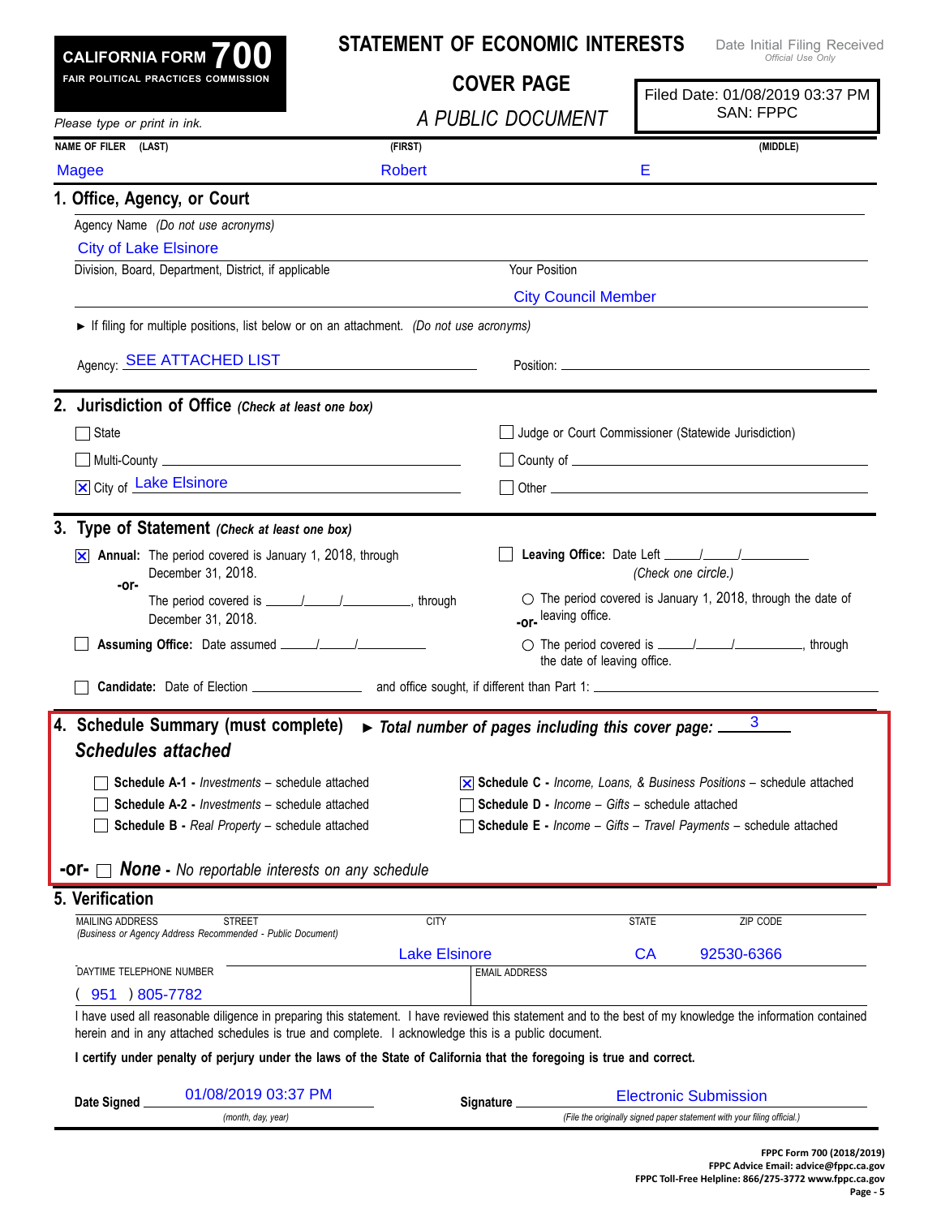# CALIFORNIA FORM 700

FAIR POLITICAL PRACTICES COMMISSION

## STATEMENT OF ECONOMIC INTERESTS

## COVER PAGE

*A PUBLIC DOCUMENT*

Date Initial Filing Received
*Official Use Only*

Filed Date: 01/08/2019 03:37 PM
SAN: FPPC

*Please type or print in ink.*

| NAME OF FILER (LAST) | (FIRST) | (MIDDLE) |
|---|---|---|
| Magee | Robert | E |

## 1. Office, Agency, or Court

Agency Name *(Do not use acronyms)*

City of Lake Elsinore

Division, Board, Department, District, if applicable

Your Position

City Council Member

► If filing for multiple positions, list below or on an attachment. *(Do not use acronyms)*

Agency: SEE ATTACHED LIST

Position:

## 2. Jurisdiction of Office *(Check at least one box)*

- ☐ State
- ☐ Judge or Court Commissioner (Statewide Jurisdiction)
- ☐ Multi-County
- ☐ County of
- ☒ City of Lake Elsinore
- ☐ Other

## 3. Type of Statement *(Check at least one box)*

☒ **Annual:** The period covered is January 1, 2018, through December 31, 2018.

**-or-**

The period covered is \_\_\_\_/\_\_\_\_/\_\_\_\_\_\_, through December 31, 2018.

☐ **Assuming Office:** Date assumed \_\_\_\_/\_\_\_\_/\_\_\_\_\_\_

☐ **Leaving Office:** Date Left \_\_\_\_/\_\_\_\_/\_\_\_\_\_\_

*(Check one circle.)*

○ The period covered is January 1, 2018, through the date of leaving office.

**-or-**

○ The period covered is \_\_\_\_/\_\_\_\_/\_\_\_\_\_\_, through the date of leaving office.

☐ **Candidate:** Date of Election \_\_\_\_\_\_\_\_ and office sought, if different than Part 1: \_\_\_\_\_\_\_\_

## 4. Schedule Summary (must complete)

► ***Total number of pages including this cover page:*** 3

***Schedules attached***

- ☐ **Schedule A-1 -** *Investments* – schedule attached
- ☐ **Schedule A-2 -** *Investments* – schedule attached
- ☐ **Schedule B -** *Real Property* – schedule attached
- ☒ **Schedule C -** *Income, Loans, & Business Positions* – schedule attached
- ☐ **Schedule D -** *Income – Gifts* – schedule attached
- ☐ **Schedule E -** *Income – Gifts – Travel Payments* – schedule attached

**-or-** ☐ ***None*** **-** *No reportable interests on any schedule*

## 5. Verification

| MAILING ADDRESS STREET *(Business or Agency Address Recommended - Public Document)* | CITY | STATE | ZIP CODE |
|---|---|---|---|
| | Lake Elsinore | CA | 92530-6366 |

| DAYTIME TELEPHONE NUMBER | EMAIL ADDRESS |
|---|---|
| ( 951 ) 805-7782 | |

I have used all reasonable diligence in preparing this statement. I have reviewed this statement and to the best of my knowledge the information contained herein and in any attached schedules is true and complete. I acknowledge this is a public document.

**I certify under penalty of perjury under the laws of the State of California that the foregoing is true and correct.**

**Date Signed** 01/08/2019 03:37 PM
*(month, day, year)*

**Signature** Electronic Submission
*(File the originally signed paper statement with your filing official.)*

FPPC Form 700 (2018/2019)
FPPC Advice Email: advice@fppc.ca.gov
FPPC Toll-Free Helpline: 866/275-3772 www.fppc.ca.gov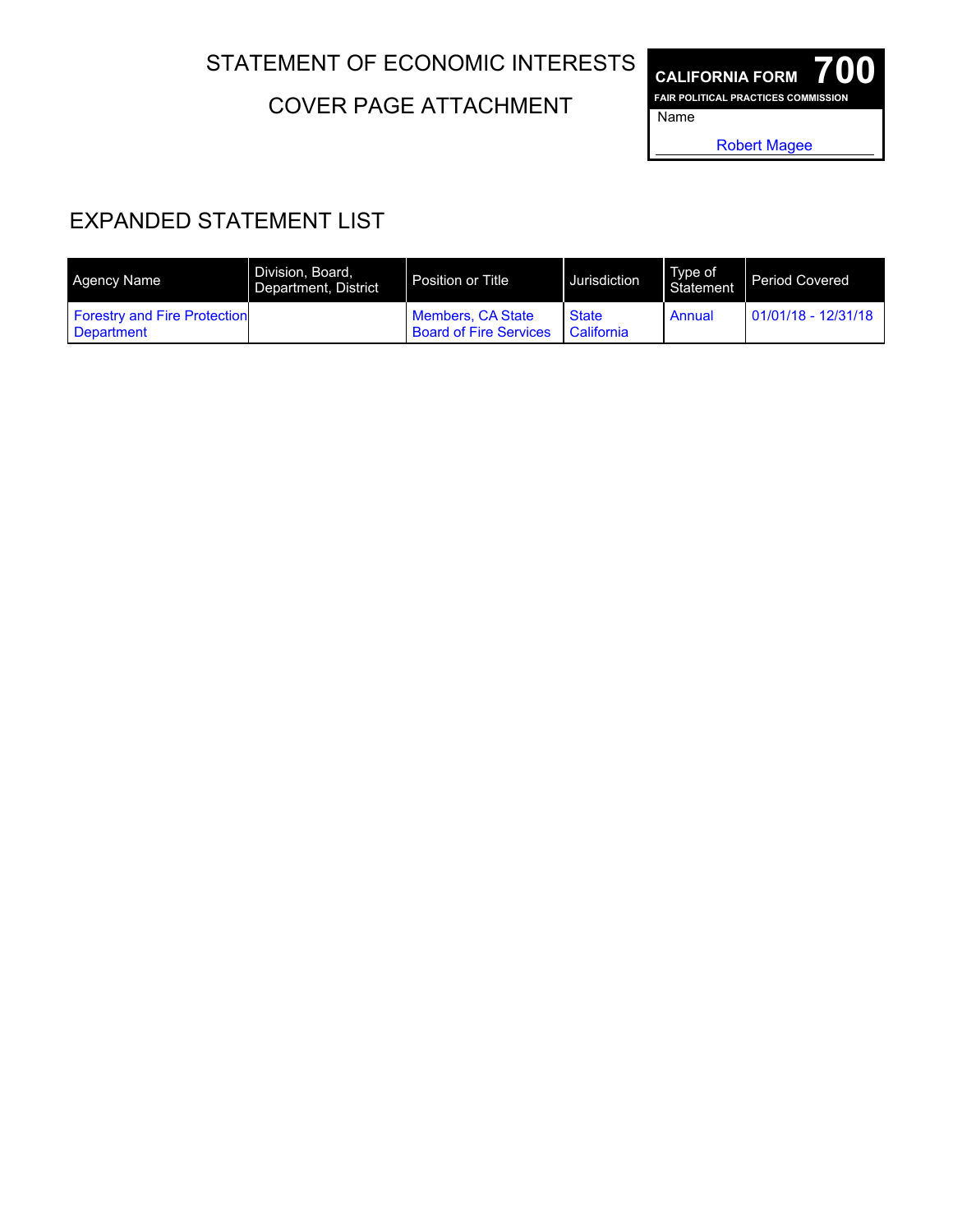# STATEMENT OF ECONOMIC INTERESTS

## COVER PAGE ATTACHMENT

**CALIFORNIA FORM 700**
**FAIR POLITICAL PRACTICES COMMISSION**

Name

Robert Magee

## EXPANDED STATEMENT LIST

| Agency Name | Division, Board, Department, District | Position or Title | Jurisdiction | Type of Statement | Period Covered |
|---|---|---|---|---|---|
| Forestry and Fire Protection Department | | Members, CA State Board of Fire Services | State California | Annual | 01/01/18 - 12/31/18 |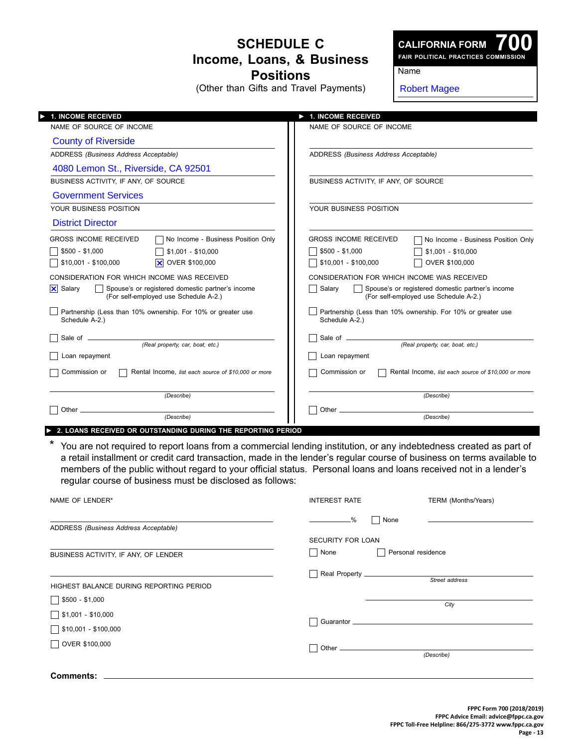# SCHEDULE C
## Income, Loans, & Business Positions
(Other than Gifts and Travel Payments)

**CALIFORNIA FORM 700**
**FAIR POLITICAL PRACTICES COMMISSION**

Name

Robert Magee

### ► 1. INCOME RECEIVED

NAME OF SOURCE OF INCOME

County of Riverside

ADDRESS *(Business Address Acceptable)*

4080 Lemon St., Riverside, CA 92501

BUSINESS ACTIVITY, IF ANY, OF SOURCE

Government Services

YOUR BUSINESS POSITION

District Director

GROSS INCOME RECEIVED

- ☐ No Income - Business Position Only
- ☐ $500 - $1,000
- ☐ $1,001 - $10,000
- ☐ $10,001 - $100,000
- ☒ OVER $100,000

CONSIDERATION FOR WHICH INCOME WAS RECEIVED

- ☒ Salary
- ☐ Spouse's or registered domestic partner's income (For self-employed use Schedule A-2.)
- ☐ Partnership (Less than 10% ownership. For 10% or greater use Schedule A-2.)
- ☐ Sale of ______ *(Real property, car, boat, etc.)*
- ☐ Loan repayment
- ☐ Commission or ☐ Rental Income, *list each source of $10,000 or more*

______ *(Describe)*

- ☐ Other ______ *(Describe)*

### ► 1. INCOME RECEIVED

NAME OF SOURCE OF INCOME

______

ADDRESS *(Business Address Acceptable)*

______

BUSINESS ACTIVITY, IF ANY, OF SOURCE

______

YOUR BUSINESS POSITION

______

GROSS INCOME RECEIVED

- ☐ No Income - Business Position Only
- ☐ $500 - $1,000
- ☐ $1,001 - $10,000
- ☐ $10,001 - $100,000
- ☐ OVER $100,000

CONSIDERATION FOR WHICH INCOME WAS RECEIVED

- ☐ Salary
- ☐ Spouse's or registered domestic partner's income (For self-employed use Schedule A-2.)
- ☐ Partnership (Less than 10% ownership. For 10% or greater use Schedule A-2.)
- ☐ Sale of ______ *(Real property, car, boat, etc.)*
- ☐ Loan repayment
- ☐ Commission or ☐ Rental Income, *list each source of $10,000 or more*

______ *(Describe)*

- ☐ Other ______ *(Describe)*

### ► 2. LOANS RECEIVED OR OUTSTANDING DURING THE REPORTING PERIOD

\* You are not required to report loans from a commercial lending institution, or any indebtedness created as part of a retail installment or credit card transaction, made in the lender's regular course of business on terms available to members of the public without regard to your official status. Personal loans and loans received not in a lender's regular course of business must be disclosed as follows:

NAME OF LENDER*

______

ADDRESS *(Business Address Acceptable)*

______

BUSINESS ACTIVITY, IF ANY, OF LENDER

______

HIGHEST BALANCE DURING REPORTING PERIOD

- ☐ $500 - $1,000
- ☐ $1,001 - $10,000
- ☐ $10,001 - $100,000
- ☐ OVER $100,000

INTEREST RATE

______% ☐ None

TERM (Months/Years)

______

SECURITY FOR LOAN

- ☐ None
- ☐ Personal residence
- ☐ Real Property ______ *Street address*

______ *City*

- ☐ Guarantor ______
- ☐ Other ______ *(Describe)*

**Comments:** ______

FPPC Form 700 (2018/2019)
FPPC Advice Email: advice@fppc.ca.gov
FPPC Toll-Free Helpline: 866/275-3772 www.fppc.ca.gov